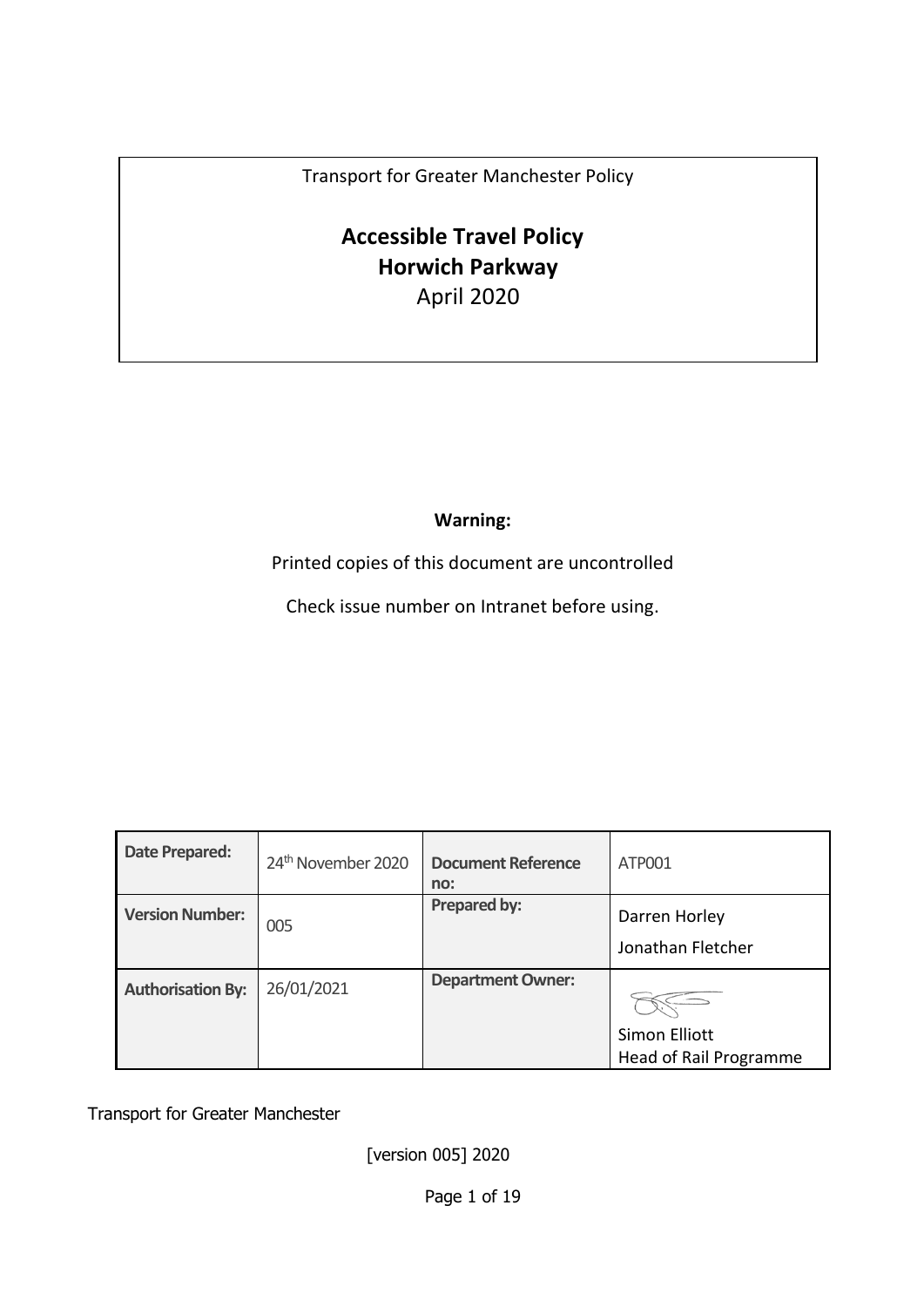Transport for Greater Manchester Policy

# Accessible Travel Policy
# Horwich Parkway

April 2020

**Warning:**

Printed copies of this document are uncontrolled

Check issue number on Intranet before using.

| **Date Prepared:** | 24th November 2020 | **Document Reference no:** | ATP001 |
|---|---|---|---|
| **Version Number:** | 005 | **Prepared by:** | Darren Horley<br>Jonathan Fletcher |
| **Authorisation By:** | 26/01/2021 | **Department Owner:** | Simon Elliott<br>Head of Rail Programme |

Transport for Greater Manchester

[version 005] 2020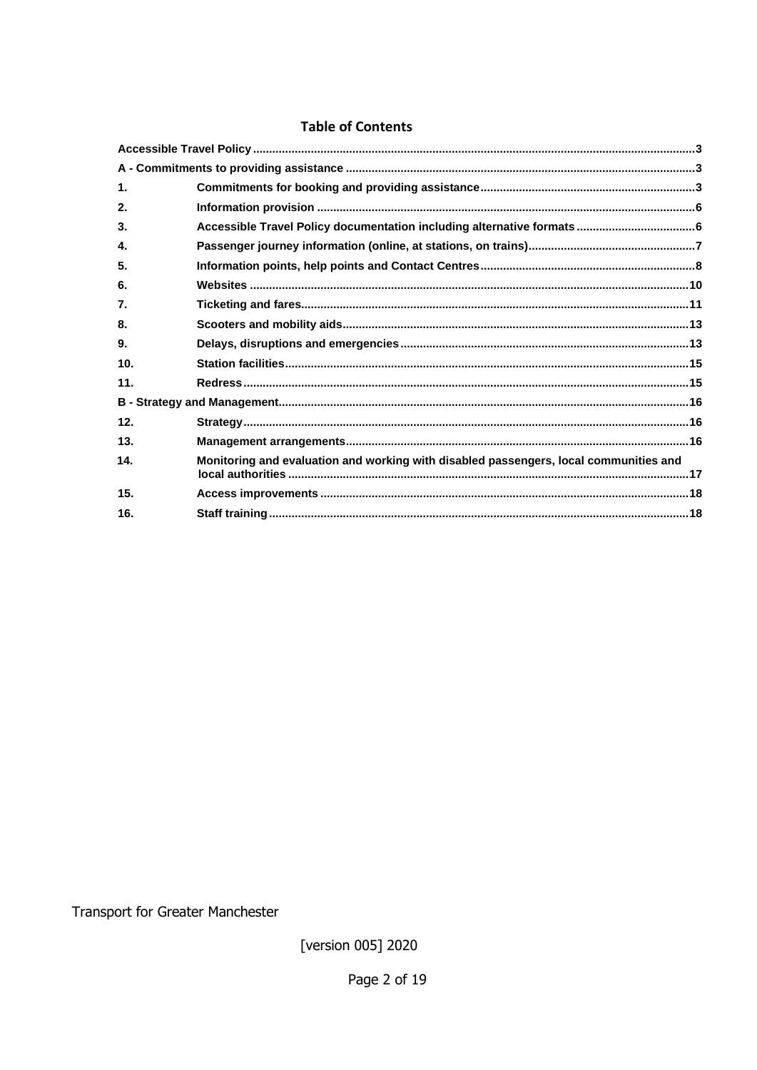## Table of Contents

| | | |
|---|---|---|
| **Accessible Travel Policy** | | **3** |
| **A - Commitments to providing assistance** | | **3** |
| **1.** | **Commitments for booking and providing assistance** | **3** |
| **2.** | **Information provision** | **6** |
| **3.** | **Accessible Travel Policy documentation including alternative formats** | **6** |
| **4.** | **Passenger journey information (online, at stations, on trains)** | **7** |
| **5.** | **Information points, help points and Contact Centres** | **8** |
| **6.** | **Websites** | **10** |
| **7.** | **Ticketing and fares** | **11** |
| **8.** | **Scooters and mobility aids** | **13** |
| **9.** | **Delays, disruptions and emergencies** | **13** |
| **10.** | **Station facilities** | **15** |
| **11.** | **Redress** | **15** |
| **B - Strategy and Management** | | **16** |
| **12.** | **Strategy** | **16** |
| **13.** | **Management arrangements** | **16** |
| **14.** | **Monitoring and evaluation and working with disabled passengers, local communities and local authorities** | **17** |
| **15.** | **Access improvements** | **18** |
| **16.** | **Staff training** | **18** |

Transport for Greater Manchester

[version 005] 2020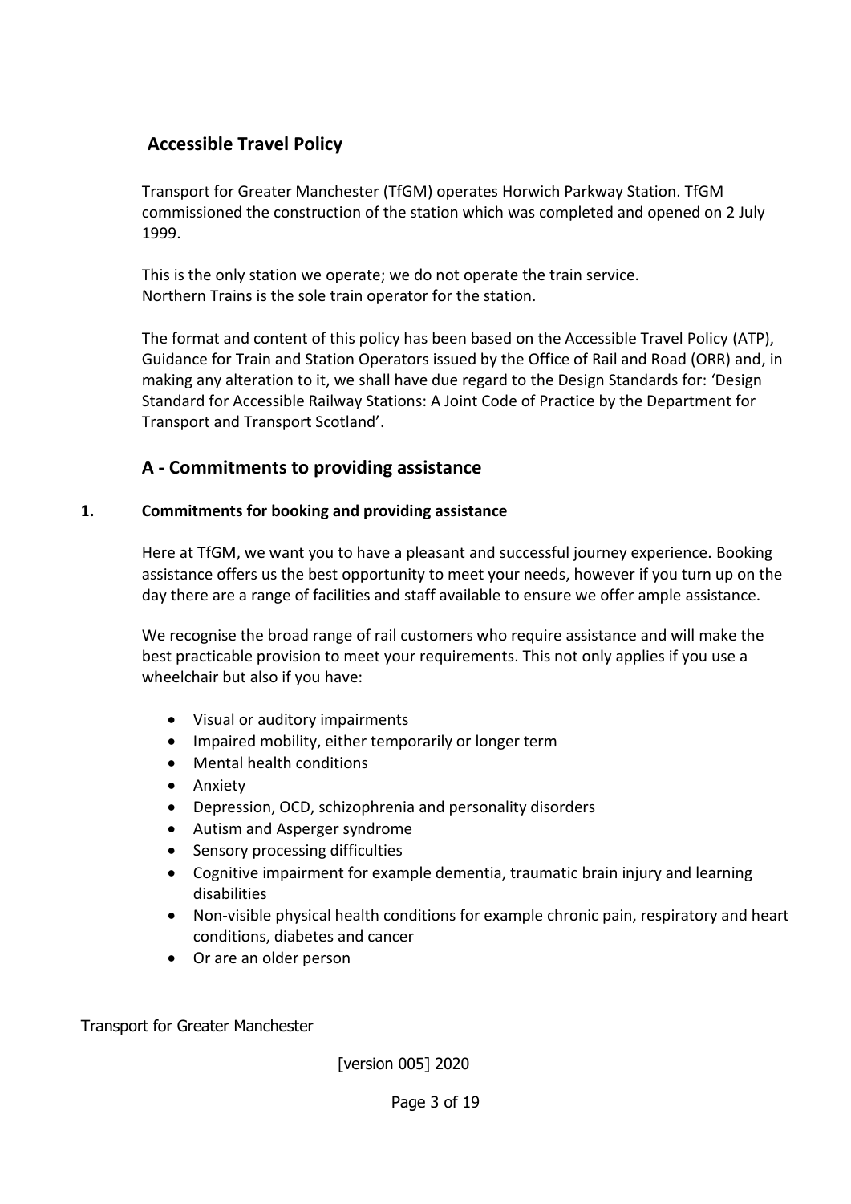## Accessible Travel Policy

Transport for Greater Manchester (TfGM) operates Horwich Parkway Station. TfGM commissioned the construction of the station which was completed and opened on 2 July 1999.

This is the only station we operate; we do not operate the train service.
Northern Trains is the sole train operator for the station.

The format and content of this policy has been based on the Accessible Travel Policy (ATP), Guidance for Train and Station Operators issued by the Office of Rail and Road (ORR) and, in making any alteration to it, we shall have due regard to the Design Standards for: 'Design Standard for Accessible Railway Stations: A Joint Code of Practice by the Department for Transport and Transport Scotland'.

## A - Commitments to providing assistance

### 1. Commitments for booking and providing assistance

Here at TfGM, we want you to have a pleasant and successful journey experience. Booking assistance offers us the best opportunity to meet your needs, however if you turn up on the day there are a range of facilities and staff available to ensure we offer ample assistance.

We recognise the broad range of rail customers who require assistance and will make the best practicable provision to meet your requirements. This not only applies if you use a wheelchair but also if you have:

- Visual or auditory impairments
- Impaired mobility, either temporarily or longer term
- Mental health conditions
- Anxiety
- Depression, OCD, schizophrenia and personality disorders
- Autism and Asperger syndrome
- Sensory processing difficulties
- Cognitive impairment for example dementia, traumatic brain injury and learning disabilities
- Non-visible physical health conditions for example chronic pain, respiratory and heart conditions, diabetes and cancer
- Or are an older person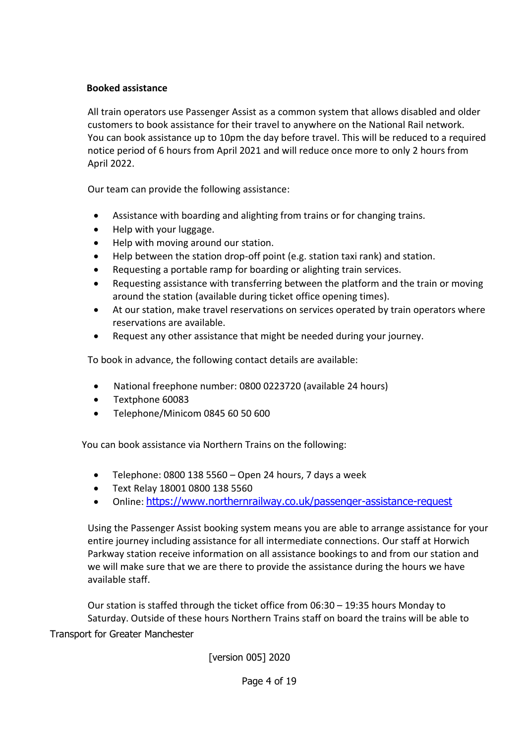**Booked assistance**

All train operators use Passenger Assist as a common system that allows disabled and older customers to book assistance for their travel to anywhere on the National Rail network. You can book assistance up to 10pm the day before travel. This will be reduced to a required notice period of 6 hours from April 2021 and will reduce once more to only 2 hours from April 2022.

Our team can provide the following assistance:

- Assistance with boarding and alighting from trains or for changing trains.
- Help with your luggage.
- Help with moving around our station.
- Help between the station drop-off point (e.g. station taxi rank) and station.
- Requesting a portable ramp for boarding or alighting train services.
- Requesting assistance with transferring between the platform and the train or moving around the station (available during ticket office opening times).
- At our station, make travel reservations on services operated by train operators where reservations are available.
- Request any other assistance that might be needed during your journey.

To book in advance, the following contact details are available:

- National freephone number: 0800 0223720 (available 24 hours)
- Textphone 60083
- Telephone/Minicom 0845 60 50 600

You can book assistance via Northern Trains on the following:

- Telephone: 0800 138 5560 – Open 24 hours, 7 days a week
- Text Relay 18001 0800 138 5560
- Online: https://www.northernrailway.co.uk/passenger-assistance-request

Using the Passenger Assist booking system means you are able to arrange assistance for your entire journey including assistance for all intermediate connections. Our staff at Horwich Parkway station receive information on all assistance bookings to and from our station and we will make sure that we are there to provide the assistance during the hours we have available staff.

Our station is staffed through the ticket office from 06:30 – 19:35 hours Monday to Saturday. Outside of these hours Northern Trains staff on board the trains will be able to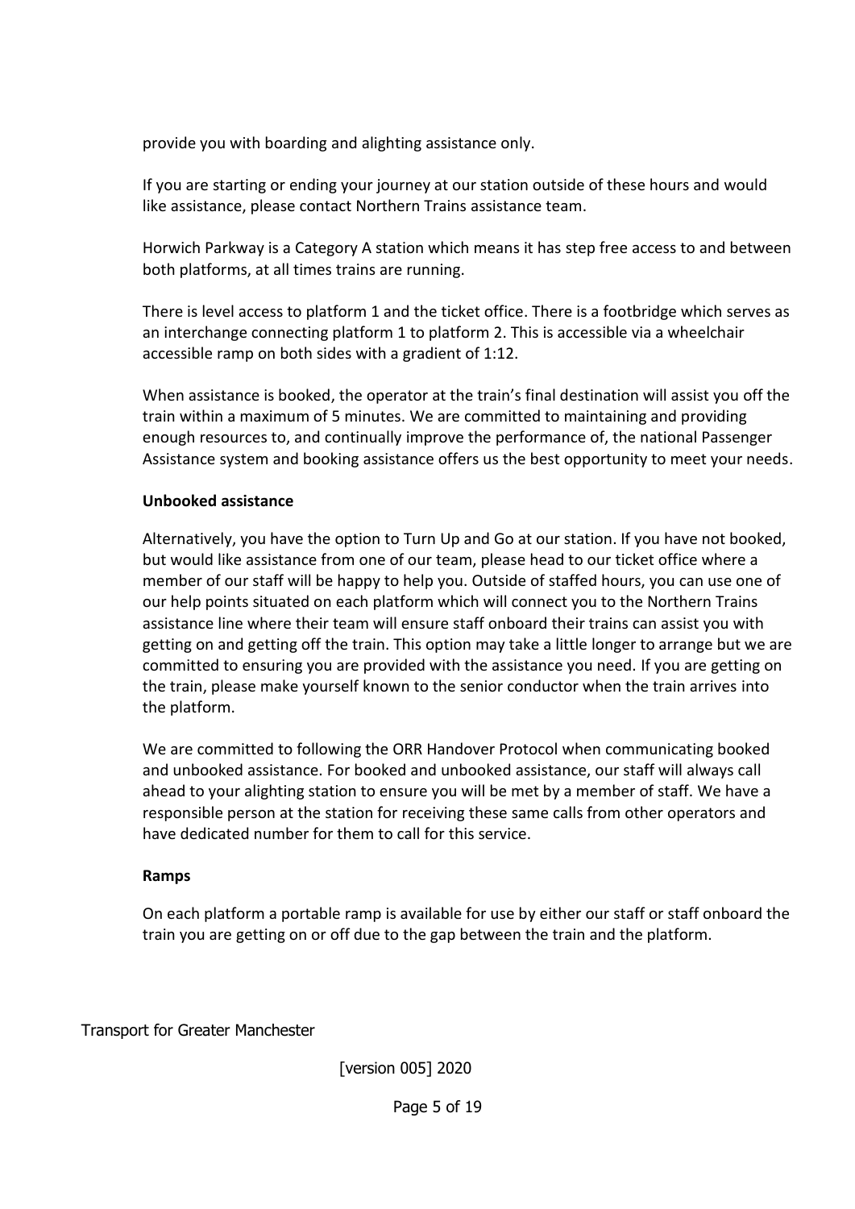provide you with boarding and alighting assistance only.

If you are starting or ending your journey at our station outside of these hours and would like assistance, please contact Northern Trains assistance team.

Horwich Parkway is a Category A station which means it has step free access to and between both platforms, at all times trains are running.

There is level access to platform 1 and the ticket office. There is a footbridge which serves as an interchange connecting platform 1 to platform 2. This is accessible via a wheelchair accessible ramp on both sides with a gradient of 1:12.

When assistance is booked, the operator at the train's final destination will assist you off the train within a maximum of 5 minutes. We are committed to maintaining and providing enough resources to, and continually improve the performance of, the national Passenger Assistance system and booking assistance offers us the best opportunity to meet your needs.

**Unbooked assistance**

Alternatively, you have the option to Turn Up and Go at our station. If you have not booked, but would like assistance from one of our team, please head to our ticket office where a member of our staff will be happy to help you. Outside of staffed hours, you can use one of our help points situated on each platform which will connect you to the Northern Trains assistance line where their team will ensure staff onboard their trains can assist you with getting on and getting off the train. This option may take a little longer to arrange but we are committed to ensuring you are provided with the assistance you need. If you are getting on the train, please make yourself known to the senior conductor when the train arrives into the platform.

We are committed to following the ORR Handover Protocol when communicating booked and unbooked assistance. For booked and unbooked assistance, our staff will always call ahead to your alighting station to ensure you will be met by a member of staff. We have a responsible person at the station for receiving these same calls from other operators and have dedicated number for them to call for this service.

**Ramps**

On each platform a portable ramp is available for use by either our staff or staff onboard the train you are getting on or off due to the gap between the train and the platform.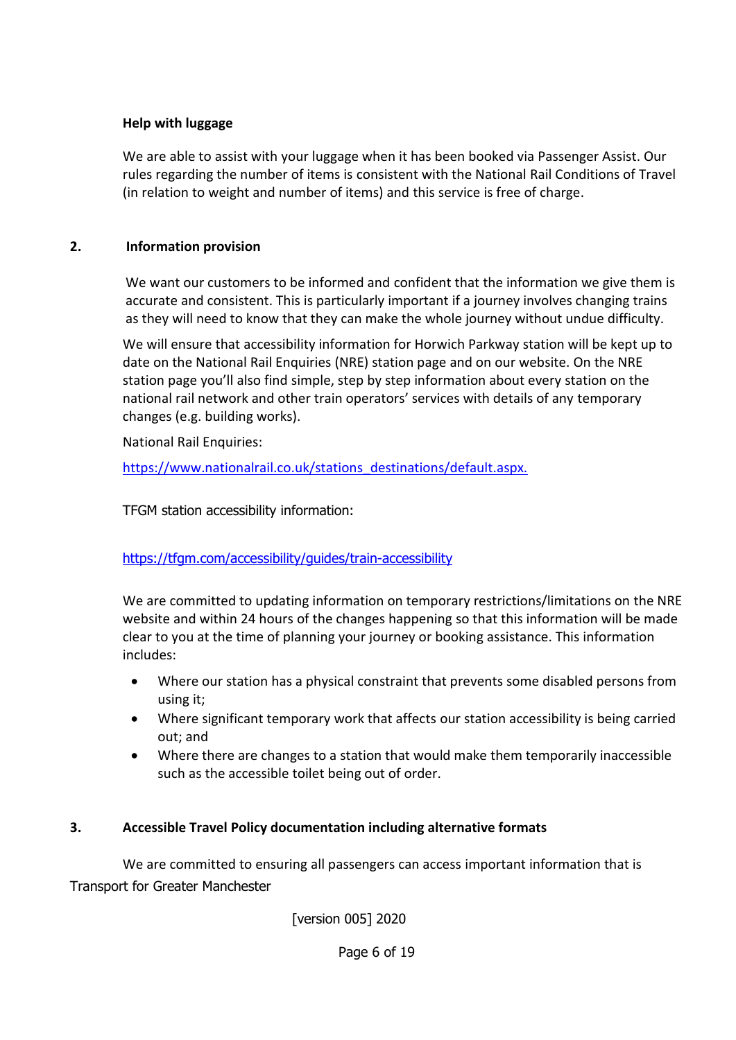**Help with luggage**

We are able to assist with your luggage when it has been booked via Passenger Assist. Our rules regarding the number of items is consistent with the National Rail Conditions of Travel (in relation to weight and number of items) and this service is free of charge.

## 2. Information provision

We want our customers to be informed and confident that the information we give them is accurate and consistent. This is particularly important if a journey involves changing trains as they will need to know that they can make the whole journey without undue difficulty.

We will ensure that accessibility information for Horwich Parkway station will be kept up to date on the National Rail Enquiries (NRE) station page and on our website. On the NRE station page you'll also find simple, step by step information about every station on the national rail network and other train operators' services with details of any temporary changes (e.g. building works).

National Rail Enquiries:

[https://www.nationalrail.co.uk/stations_destinations/default.aspx.](https://www.nationalrail.co.uk/stations_destinations/default.aspx)

TFGM station accessibility information:

[https://tfgm.com/accessibility/guides/train-accessibility](https://tfgm.com/accessibility/guides/train-accessibility)

We are committed to updating information on temporary restrictions/limitations on the NRE website and within 24 hours of the changes happening so that this information will be made clear to you at the time of planning your journey or booking assistance. This information includes:

- Where our station has a physical constraint that prevents some disabled persons from using it;
- Where significant temporary work that affects our station accessibility is being carried out; and
- Where there are changes to a station that would make them temporarily inaccessible such as the accessible toilet being out of order.

## 3. Accessible Travel Policy documentation including alternative formats

We are committed to ensuring all passengers can access important information that is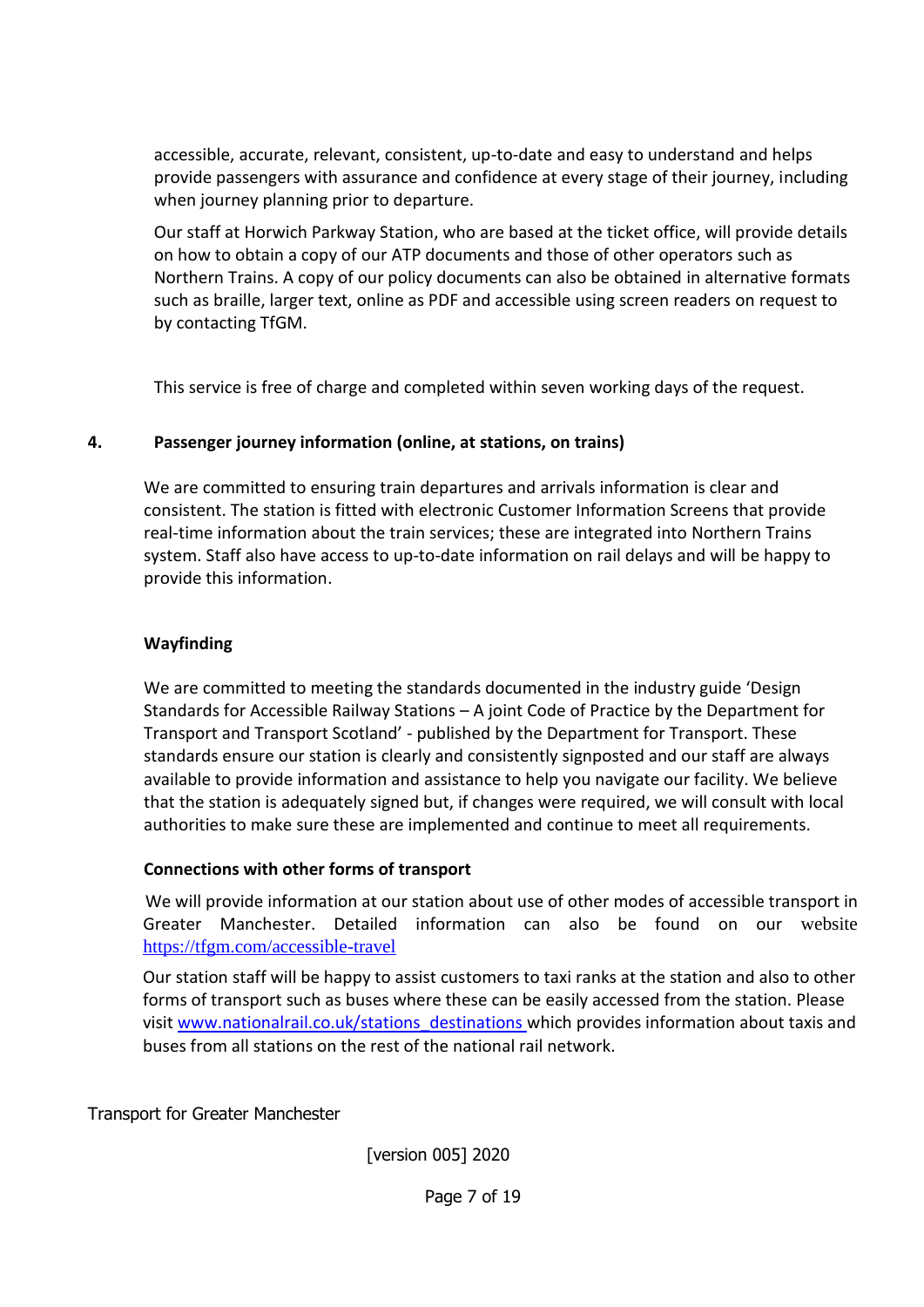accessible, accurate, relevant, consistent, up-to-date and easy to understand and helps provide passengers with assurance and confidence at every stage of their journey, including when journey planning prior to departure.

Our staff at Horwich Parkway Station, who are based at the ticket office, will provide details on how to obtain a copy of our ATP documents and those of other operators such as Northern Trains. A copy of our policy documents can also be obtained in alternative formats such as braille, larger text, online as PDF and accessible using screen readers on request to by contacting TfGM.

This service is free of charge and completed within seven working days of the request.

## 4. Passenger journey information (online, at stations, on trains)

We are committed to ensuring train departures and arrivals information is clear and consistent. The station is fitted with electronic Customer Information Screens that provide real-time information about the train services; these are integrated into Northern Trains system. Staff also have access to up-to-date information on rail delays and will be happy to provide this information.

### Wayfinding

We are committed to meeting the standards documented in the industry guide 'Design Standards for Accessible Railway Stations – A joint Code of Practice by the Department for Transport and Transport Scotland' - published by the Department for Transport. These standards ensure our station is clearly and consistently signposted and our staff are always available to provide information and assistance to help you navigate our facility. We believe that the station is adequately signed but, if changes were required, we will consult with local authorities to make sure these are implemented and continue to meet all requirements.

### Connections with other forms of transport

We will provide information at our station about use of other modes of accessible transport in Greater Manchester. Detailed information can also be found on our website https://tfgm.com/accessible-travel

Our station staff will be happy to assist customers to taxi ranks at the station and also to other forms of transport such as buses where these can be easily accessed from the station. Please visit www.nationalrail.co.uk/stations_destinations which provides information about taxis and buses from all stations on the rest of the national rail network.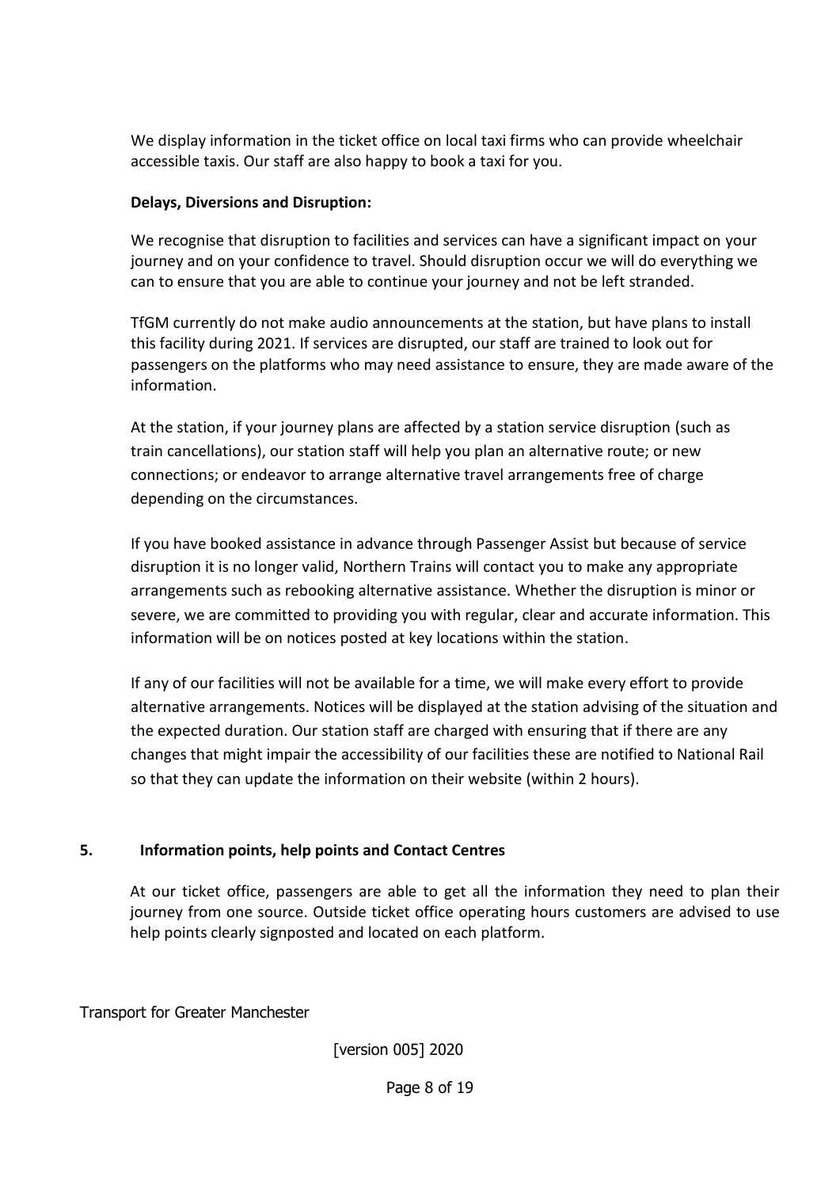We display information in the ticket office on local taxi firms who can provide wheelchair accessible taxis. Our staff are also happy to book a taxi for you.

**Delays, Diversions and Disruption:**

We recognise that disruption to facilities and services can have a significant impact on your journey and on your confidence to travel. Should disruption occur we will do everything we can to ensure that you are able to continue your journey and not be left stranded.

TfGM currently do not make audio announcements at the station, but have plans to install this facility during 2021. If services are disrupted, our staff are trained to look out for passengers on the platforms who may need assistance to ensure, they are made aware of the information.

At the station, if your journey plans are affected by a station service disruption (such as train cancellations), our station staff will help you plan an alternative route; or new connections; or endeavor to arrange alternative travel arrangements free of charge depending on the circumstances.

If you have booked assistance in advance through Passenger Assist but because of service disruption it is no longer valid, Northern Trains will contact you to make any appropriate arrangements such as rebooking alternative assistance. Whether the disruption is minor or severe, we are committed to providing you with regular, clear and accurate information. This information will be on notices posted at key locations within the station.

If any of our facilities will not be available for a time, we will make every effort to provide alternative arrangements. Notices will be displayed at the station advising of the situation and the expected duration. Our station staff are charged with ensuring that if there are any changes that might impair the accessibility of our facilities these are notified to National Rail so that they can update the information on their website (within 2 hours).

## 5. Information points, help points and Contact Centres

At our ticket office, passengers are able to get all the information they need to plan their journey from one source. Outside ticket office operating hours customers are advised to use help points clearly signposted and located on each platform.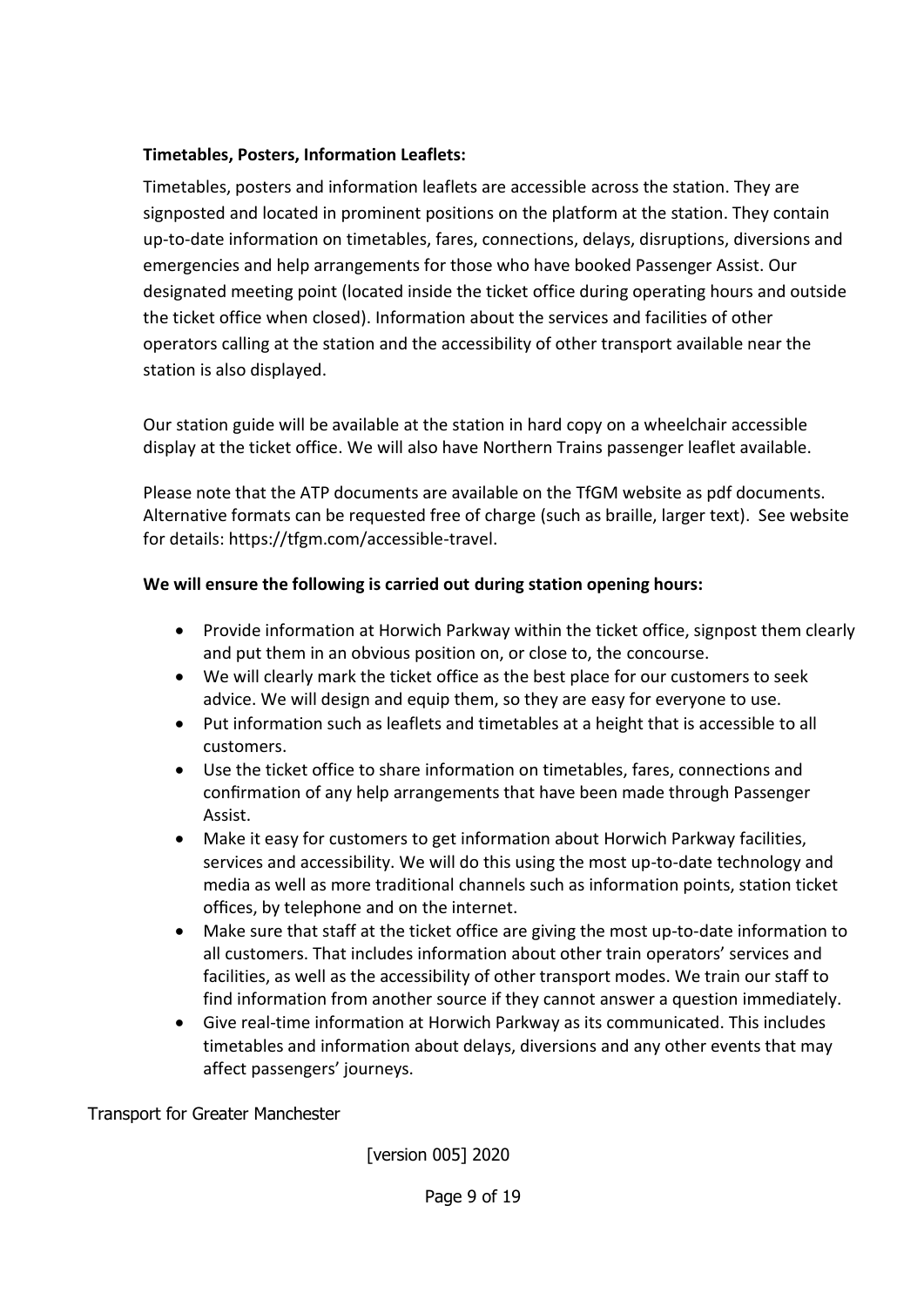**Timetables, Posters, Information Leaflets:**

Timetables, posters and information leaflets are accessible across the station. They are signposted and located in prominent positions on the platform at the station. They contain up-to-date information on timetables, fares, connections, delays, disruptions, diversions and emergencies and help arrangements for those who have booked Passenger Assist. Our designated meeting point (located inside the ticket office during operating hours and outside the ticket office when closed). Information about the services and facilities of other operators calling at the station and the accessibility of other transport available near the station is also displayed.

Our station guide will be available at the station in hard copy on a wheelchair accessible display at the ticket office. We will also have Northern Trains passenger leaflet available.

Please note that the ATP documents are available on the TfGM website as pdf documents. Alternative formats can be requested free of charge (such as braille, larger text). See website for details: https://tfgm.com/accessible-travel.

**We will ensure the following is carried out during station opening hours:**

- Provide information at Horwich Parkway within the ticket office, signpost them clearly and put them in an obvious position on, or close to, the concourse.
- We will clearly mark the ticket office as the best place for our customers to seek advice. We will design and equip them, so they are easy for everyone to use.
- Put information such as leaflets and timetables at a height that is accessible to all customers.
- Use the ticket office to share information on timetables, fares, connections and confirmation of any help arrangements that have been made through Passenger Assist.
- Make it easy for customers to get information about Horwich Parkway facilities, services and accessibility. We will do this using the most up-to-date technology and media as well as more traditional channels such as information points, station ticket offices, by telephone and on the internet.
- Make sure that staff at the ticket office are giving the most up-to-date information to all customers. That includes information about other train operators' services and facilities, as well as the accessibility of other transport modes. We train our staff to find information from another source if they cannot answer a question immediately.
- Give real-time information at Horwich Parkway as its communicated. This includes timetables and information about delays, diversions and any other events that may affect passengers' journeys.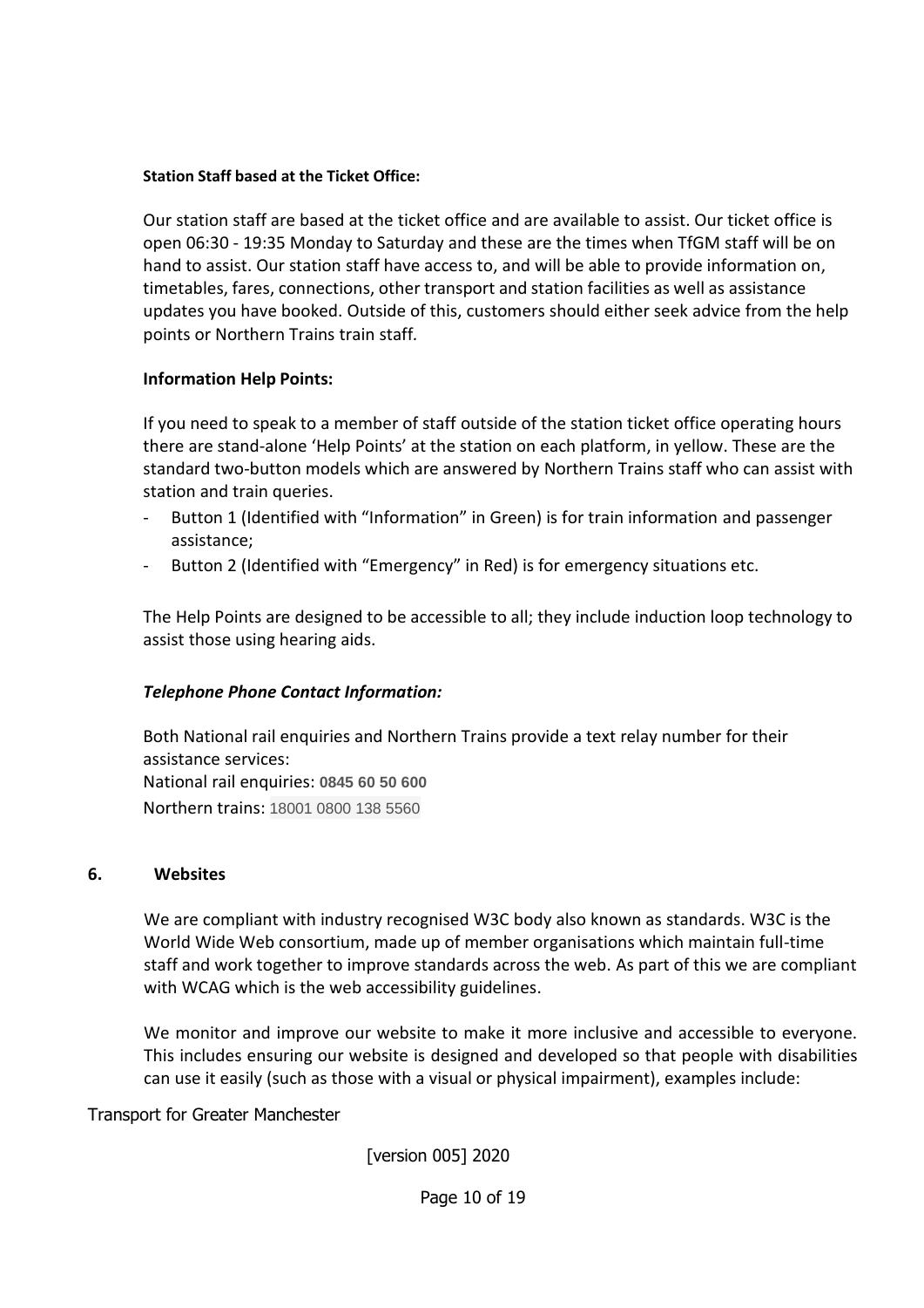**Station Staff based at the Ticket Office:**

Our station staff are based at the ticket office and are available to assist. Our ticket office is open 06:30 - 19:35 Monday to Saturday and these are the times when TfGM staff will be on hand to assist. Our station staff have access to, and will be able to provide information on, timetables, fares, connections, other transport and station facilities as well as assistance updates you have booked. Outside of this, customers should either seek advice from the help points or Northern Trains train staff.

**Information Help Points:**

If you need to speak to a member of staff outside of the station ticket office operating hours there are stand-alone 'Help Points' at the station on each platform, in yellow. These are the standard two-button models which are answered by Northern Trains staff who can assist with station and train queries.

- Button 1 (Identified with "Information" in Green) is for train information and passenger assistance;
- Button 2 (Identified with "Emergency" in Red) is for emergency situations etc.

The Help Points are designed to be accessible to all; they include induction loop technology to assist those using hearing aids.

***Telephone Phone Contact Information:***

Both National rail enquiries and Northern Trains provide a text relay number for their assistance services:
National rail enquiries: **0845 60 50 600**
Northern trains: 18001 0800 138 5560

## 6. Websites

We are compliant with industry recognised W3C body also known as standards. W3C is the World Wide Web consortium, made up of member organisations which maintain full-time staff and work together to improve standards across the web. As part of this we are compliant with WCAG which is the web accessibility guidelines.

We monitor and improve our website to make it more inclusive and accessible to everyone. This includes ensuring our website is designed and developed so that people with disabilities can use it easily (such as those with a visual or physical impairment), examples include: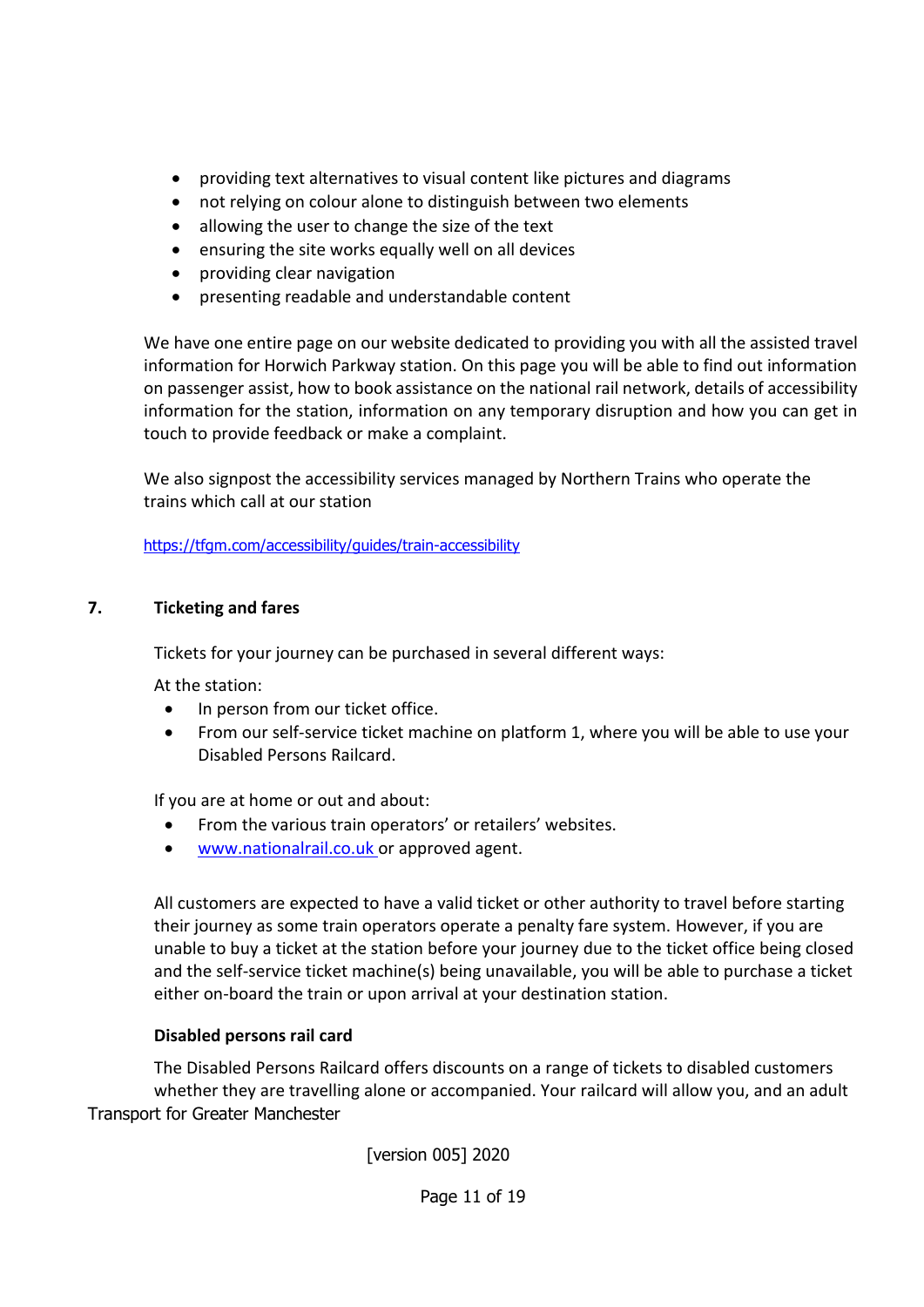- providing text alternatives to visual content like pictures and diagrams
- not relying on colour alone to distinguish between two elements
- allowing the user to change the size of the text
- ensuring the site works equally well on all devices
- providing clear navigation
- presenting readable and understandable content

We have one entire page on our website dedicated to providing you with all the assisted travel information for Horwich Parkway station. On this page you will be able to find out information on passenger assist, how to book assistance on the national rail network, details of accessibility information for the station, information on any temporary disruption and how you can get in touch to provide feedback or make a complaint.

We also signpost the accessibility services managed by Northern Trains who operate the trains which call at our station

https://tfgm.com/accessibility/guides/train-accessibility

## 7. Ticketing and fares

Tickets for your journey can be purchased in several different ways:

At the station:

- In person from our ticket office.
- From our self-service ticket machine on platform 1, where you will be able to use your Disabled Persons Railcard.

If you are at home or out and about:

- From the various train operators' or retailers' websites.
- www.nationalrail.co.uk or approved agent.

All customers are expected to have a valid ticket or other authority to travel before starting their journey as some train operators operate a penalty fare system. However, if you are unable to buy a ticket at the station before your journey due to the ticket office being closed and the self-service ticket machine(s) being unavailable, you will be able to purchase a ticket either on-board the train or upon arrival at your destination station.

### Disabled persons rail card

The Disabled Persons Railcard offers discounts on a range of tickets to disabled customers whether they are travelling alone or accompanied. Your railcard will allow you, and an adult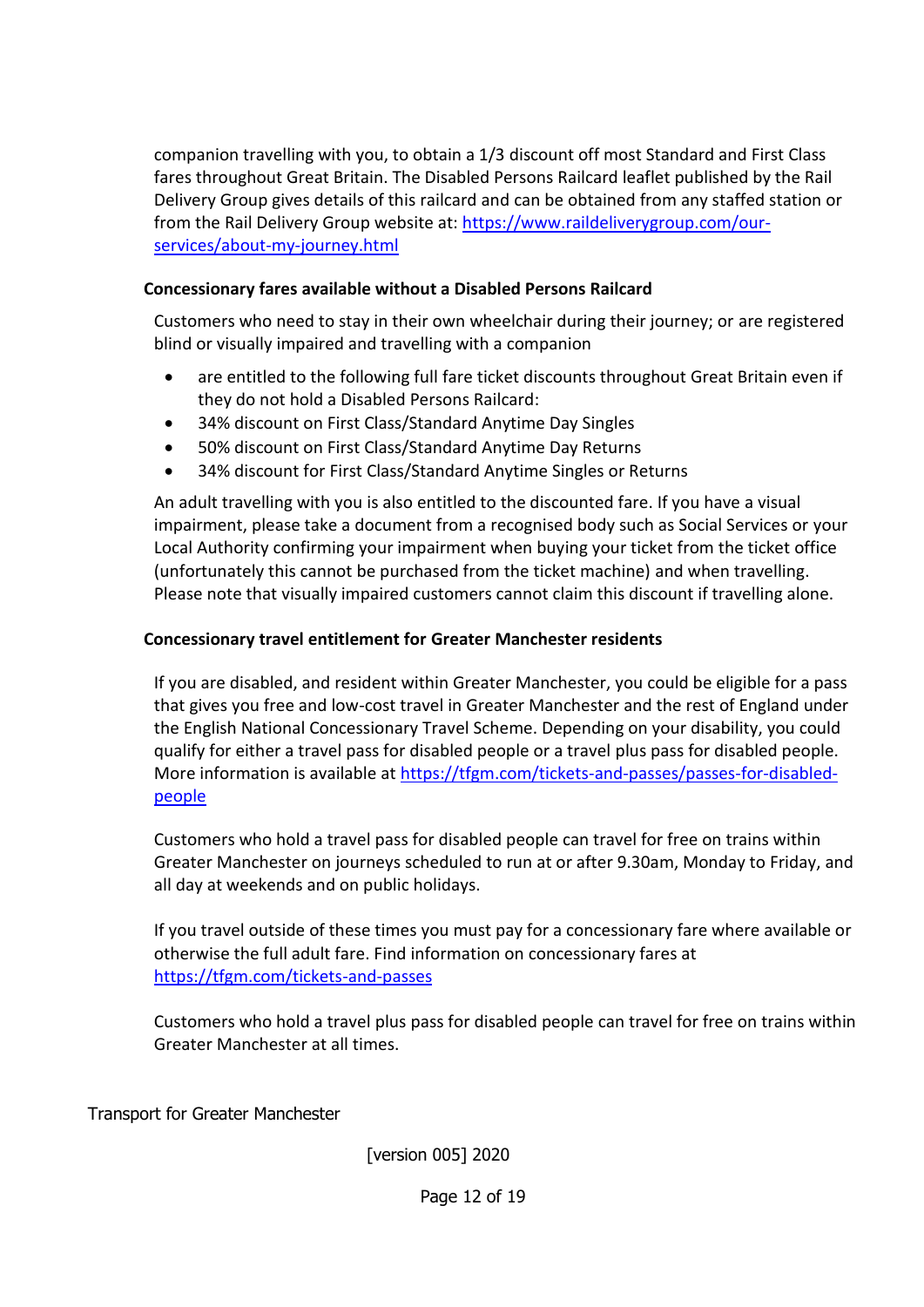companion travelling with you, to obtain a 1/3 discount off most Standard and First Class fares throughout Great Britain. The Disabled Persons Railcard leaflet published by the Rail Delivery Group gives details of this railcard and can be obtained from any staffed station or from the Rail Delivery Group website at: [https://www.raildeliverygroup.com/our-services/about-my-journey.html](https://www.raildeliverygroup.com/our-services/about-my-journey.html)

### Concessionary fares available without a Disabled Persons Railcard

Customers who need to stay in their own wheelchair during their journey; or are registered blind or visually impaired and travelling with a companion

- are entitled to the following full fare ticket discounts throughout Great Britain even if they do not hold a Disabled Persons Railcard:
- 34% discount on First Class/Standard Anytime Day Singles
- 50% discount on First Class/Standard Anytime Day Returns
- 34% discount for First Class/Standard Anytime Singles or Returns

An adult travelling with you is also entitled to the discounted fare. If you have a visual impairment, please take a document from a recognised body such as Social Services or your Local Authority confirming your impairment when buying your ticket from the ticket office (unfortunately this cannot be purchased from the ticket machine) and when travelling. Please note that visually impaired customers cannot claim this discount if travelling alone.

### Concessionary travel entitlement for Greater Manchester residents

If you are disabled, and resident within Greater Manchester, you could be eligible for a pass that gives you free and low-cost travel in Greater Manchester and the rest of England under the English National Concessionary Travel Scheme. Depending on your disability, you could qualify for either a travel pass for disabled people or a travel plus pass for disabled people. More information is available at [https://tfgm.com/tickets-and-passes/passes-for-disabled-people](https://tfgm.com/tickets-and-passes/passes-for-disabled-people)

Customers who hold a travel pass for disabled people can travel for free on trains within Greater Manchester on journeys scheduled to run at or after 9.30am, Monday to Friday, and all day at weekends and on public holidays.

If you travel outside of these times you must pay for a concessionary fare where available or otherwise the full adult fare. Find information on concessionary fares at [https://tfgm.com/tickets-and-passes](https://tfgm.com/tickets-and-passes)

Customers who hold a travel plus pass for disabled people can travel for free on trains within Greater Manchester at all times.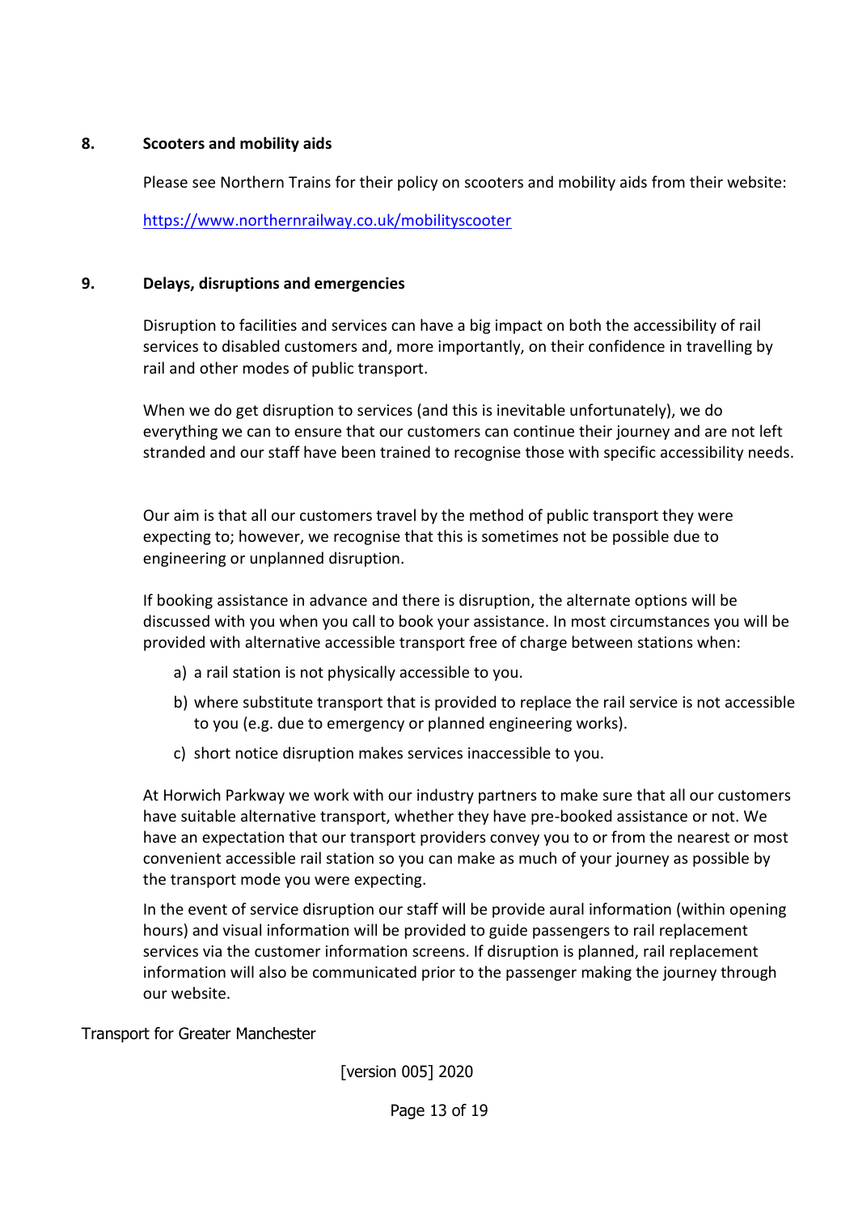## 8. Scooters and mobility aids

Please see Northern Trains for their policy on scooters and mobility aids from their website:

[https://www.northernrailway.co.uk/mobilityscooter](https://www.northernrailway.co.uk/mobilityscooter)

## 9. Delays, disruptions and emergencies

Disruption to facilities and services can have a big impact on both the accessibility of rail services to disabled customers and, more importantly, on their confidence in travelling by rail and other modes of public transport.

When we do get disruption to services (and this is inevitable unfortunately), we do everything we can to ensure that our customers can continue their journey and are not left stranded and our staff have been trained to recognise those with specific accessibility needs.

Our aim is that all our customers travel by the method of public transport they were expecting to; however, we recognise that this is sometimes not be possible due to engineering or unplanned disruption.

If booking assistance in advance and there is disruption, the alternate options will be discussed with you when you call to book your assistance. In most circumstances you will be provided with alternative accessible transport free of charge between stations when:

a) a rail station is not physically accessible to you.

b) where substitute transport that is provided to replace the rail service is not accessible to you (e.g. due to emergency or planned engineering works).

c) short notice disruption makes services inaccessible to you.

At Horwich Parkway we work with our industry partners to make sure that all our customers have suitable alternative transport, whether they have pre-booked assistance or not. We have an expectation that our transport providers convey you to or from the nearest or most convenient accessible rail station so you can make as much of your journey as possible by the transport mode you were expecting.

In the event of service disruption our staff will be provide aural information (within opening hours) and visual information will be provided to guide passengers to rail replacement services via the customer information screens. If disruption is planned, rail replacement information will also be communicated prior to the passenger making the journey through our website.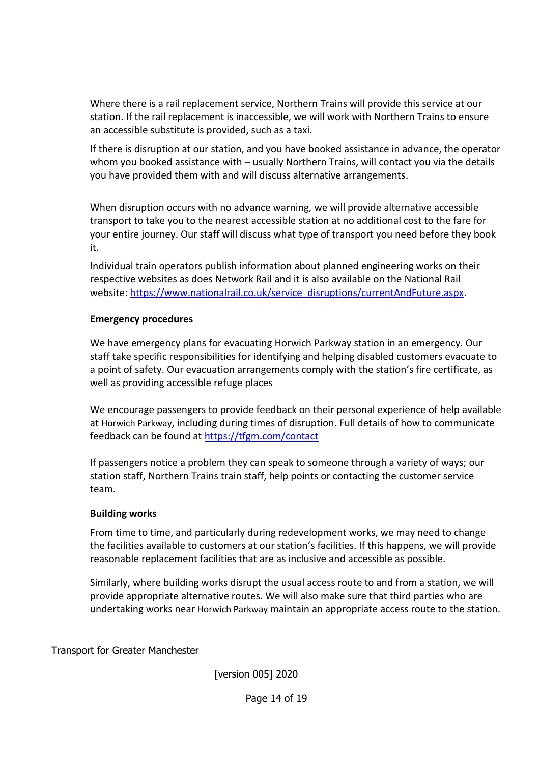Where there is a rail replacement service, Northern Trains will provide this service at our station. If the rail replacement is inaccessible, we will work with Northern Trains to ensure an accessible substitute is provided, such as a taxi.

If there is disruption at our station, and you have booked assistance in advance, the operator whom you booked assistance with – usually Northern Trains, will contact you via the details you have provided them with and will discuss alternative arrangements.

When disruption occurs with no advance warning, we will provide alternative accessible transport to take you to the nearest accessible station at no additional cost to the fare for your entire journey. Our staff will discuss what type of transport you need before they book it.

Individual train operators publish information about planned engineering works on their respective websites as does Network Rail and it is also available on the National Rail website: [https://www.nationalrail.co.uk/service_disruptions/currentAndFuture.aspx](https://www.nationalrail.co.uk/service_disruptions/currentAndFuture.aspx).

**Emergency procedures**

We have emergency plans for evacuating Horwich Parkway station in an emergency. Our staff take specific responsibilities for identifying and helping disabled customers evacuate to a point of safety. Our evacuation arrangements comply with the station's fire certificate, as well as providing accessible refuge places

We encourage passengers to provide feedback on their personal experience of help available at Horwich Parkway, including during times of disruption. Full details of how to communicate feedback can be found at [https://tfgm.com/contact](https://tfgm.com/contact)

If passengers notice a problem they can speak to someone through a variety of ways; our station staff, Northern Trains train staff, help points or contacting the customer service team.

**Building works**

From time to time, and particularly during redevelopment works, we may need to change the facilities available to customers at our station's facilities. If this happens, we will provide reasonable replacement facilities that are as inclusive and accessible as possible.

Similarly, where building works disrupt the usual access route to and from a station, we will provide appropriate alternative routes. We will also make sure that third parties who are undertaking works near Horwich Parkway maintain an appropriate access route to the station.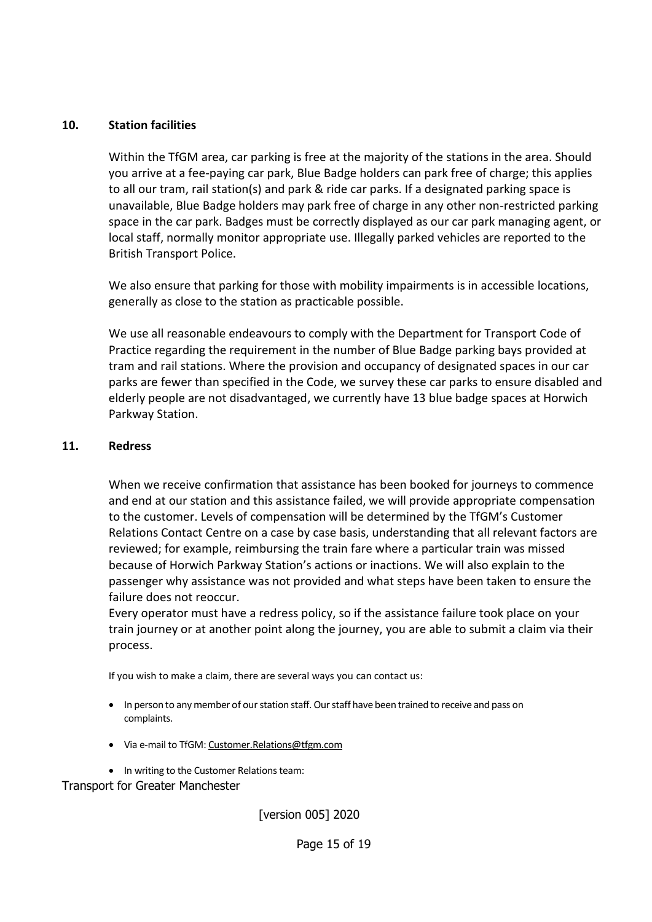## 10. Station facilities

Within the TfGM area, car parking is free at the majority of the stations in the area. Should you arrive at a fee-paying car park, Blue Badge holders can park free of charge; this applies to all our tram, rail station(s) and park & ride car parks. If a designated parking space is unavailable, Blue Badge holders may park free of charge in any other non-restricted parking space in the car park. Badges must be correctly displayed as our car park managing agent, or local staff, normally monitor appropriate use. Illegally parked vehicles are reported to the British Transport Police.

We also ensure that parking for those with mobility impairments is in accessible locations, generally as close to the station as practicable possible.

We use all reasonable endeavours to comply with the Department for Transport Code of Practice regarding the requirement in the number of Blue Badge parking bays provided at tram and rail stations. Where the provision and occupancy of designated spaces in our car parks are fewer than specified in the Code, we survey these car parks to ensure disabled and elderly people are not disadvantaged, we currently have 13 blue badge spaces at Horwich Parkway Station.

## 11. Redress

When we receive confirmation that assistance has been booked for journeys to commence and end at our station and this assistance failed, we will provide appropriate compensation to the customer. Levels of compensation will be determined by the TfGM's Customer Relations Contact Centre on a case by case basis, understanding that all relevant factors are reviewed; for example, reimbursing the train fare where a particular train was missed because of Horwich Parkway Station's actions or inactions. We will also explain to the passenger why assistance was not provided and what steps have been taken to ensure the failure does not reoccur.

Every operator must have a redress policy, so if the assistance failure took place on your train journey or at another point along the journey, you are able to submit a claim via their process.

If you wish to make a claim, there are several ways you can contact us:

- In person to any member of our station staff. Our staff have been trained to receive and pass on complaints.
- Via e-mail to TfGM: Customer.Relations@tfgm.com
- In writing to the Customer Relations team:

Transport for Greater Manchester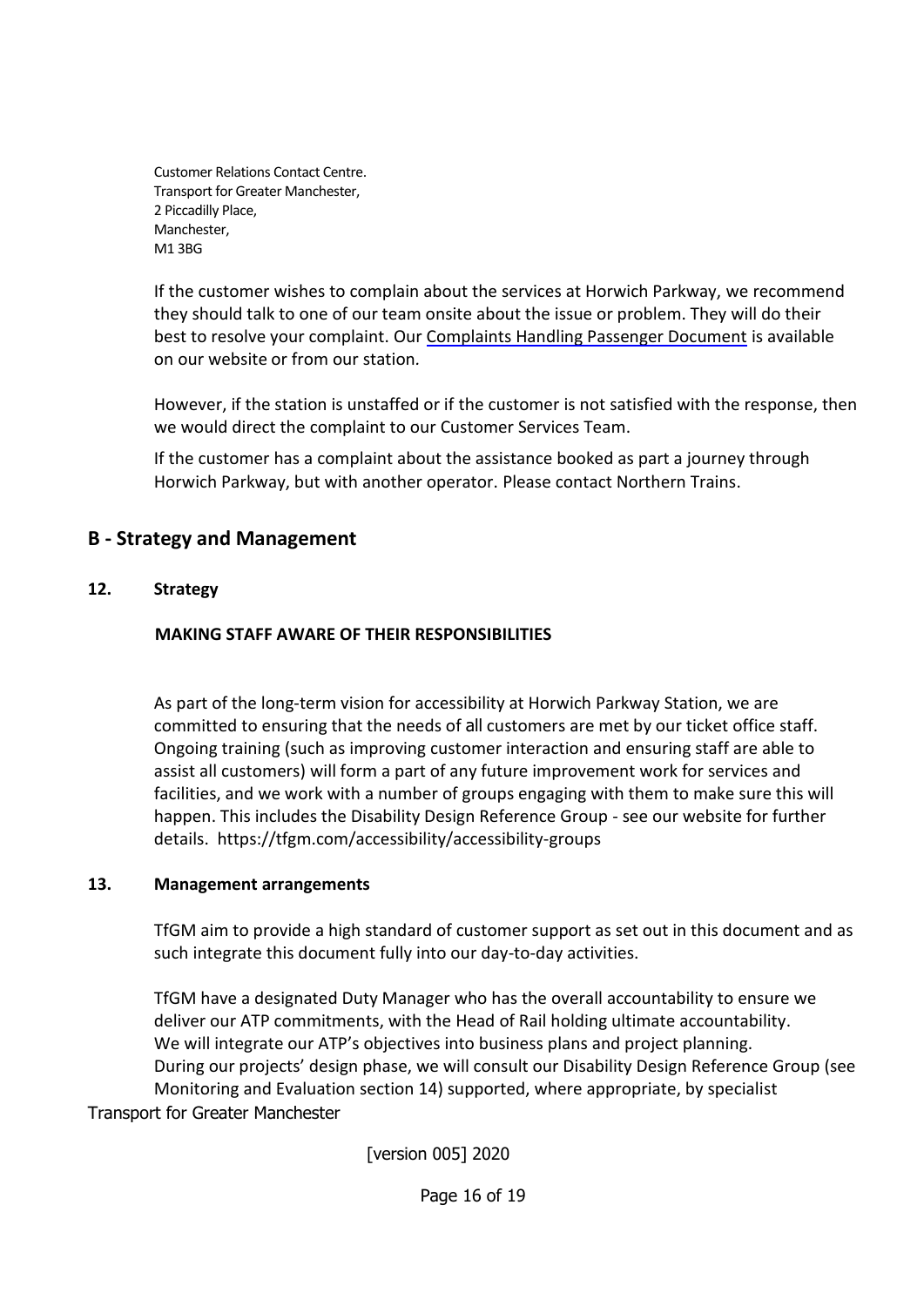Customer Relations Contact Centre.
Transport for Greater Manchester,
2 Piccadilly Place,
Manchester,
M1 3BG

If the customer wishes to complain about the services at Horwich Parkway, we recommend they should talk to one of our team onsite about the issue or problem. They will do their best to resolve your complaint. Our Complaints Handling Passenger Document is available on our website or from our station.

However, if the station is unstaffed or if the customer is not satisfied with the response, then we would direct the complaint to our Customer Services Team.

If the customer has a complaint about the assistance booked as part a journey through Horwich Parkway, but with another operator. Please contact Northern Trains.

## B - Strategy and Management

### 12. Strategy

**MAKING STAFF AWARE OF THEIR RESPONSIBILITIES**

As part of the long-term vision for accessibility at Horwich Parkway Station, we are committed to ensuring that the needs of all customers are met by our ticket office staff. Ongoing training (such as improving customer interaction and ensuring staff are able to assist all customers) will form a part of any future improvement work for services and facilities, and we work with a number of groups engaging with them to make sure this will happen. This includes the Disability Design Reference Group - see our website for further details. https://tfgm.com/accessibility/accessibility-groups

### 13. Management arrangements

TfGM aim to provide a high standard of customer support as set out in this document and as such integrate this document fully into our day-to-day activities.

TfGM have a designated Duty Manager who has the overall accountability to ensure we deliver our ATP commitments, with the Head of Rail holding ultimate accountability.
We will integrate our ATP's objectives into business plans and project planning.
During our projects' design phase, we will consult our Disability Design Reference Group (see Monitoring and Evaluation section 14) supported, where appropriate, by specialist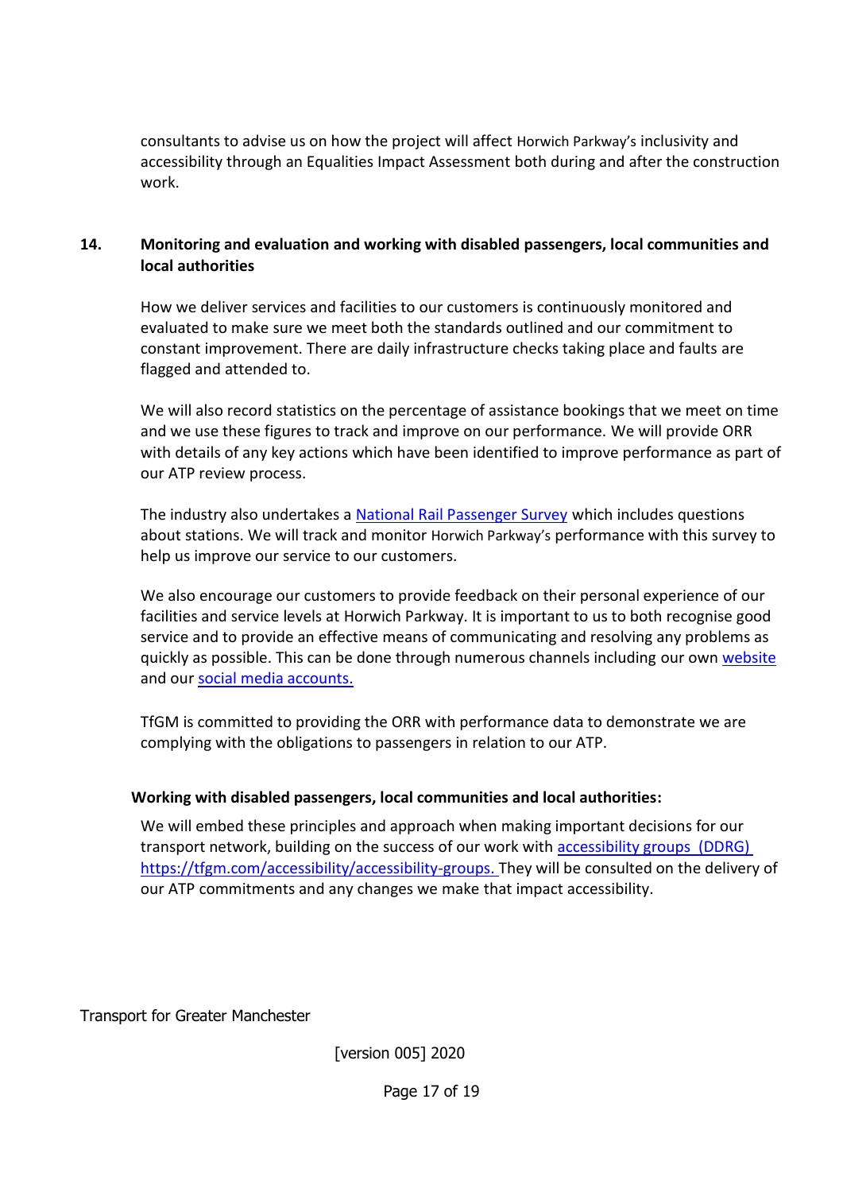consultants to advise us on how the project will affect Horwich Parkway's inclusivity and accessibility through an Equalities Impact Assessment both during and after the construction work.

## 14. Monitoring and evaluation and working with disabled passengers, local communities and local authorities

How we deliver services and facilities to our customers is continuously monitored and evaluated to make sure we meet both the standards outlined and our commitment to constant improvement. There are daily infrastructure checks taking place and faults are flagged and attended to.

We will also record statistics on the percentage of assistance bookings that we meet on time and we use these figures to track and improve on our performance. We will provide ORR with details of any key actions which have been identified to improve performance as part of our ATP review process.

The industry also undertakes a National Rail Passenger Survey which includes questions about stations. We will track and monitor Horwich Parkway's performance with this survey to help us improve our service to our customers.

We also encourage our customers to provide feedback on their personal experience of our facilities and service levels at Horwich Parkway. It is important to us to both recognise good service and to provide an effective means of communicating and resolving any problems as quickly as possible. This can be done through numerous channels including our own website and our social media accounts.

TfGM is committed to providing the ORR with performance data to demonstrate we are complying with the obligations to passengers in relation to our ATP.

**Working with disabled passengers, local communities and local authorities:**

We will embed these principles and approach when making important decisions for our transport network, building on the success of our work with accessibility groups (DDRG) https://tfgm.com/accessibility/accessibility-groups. They will be consulted on the delivery of our ATP commitments and any changes we make that impact accessibility.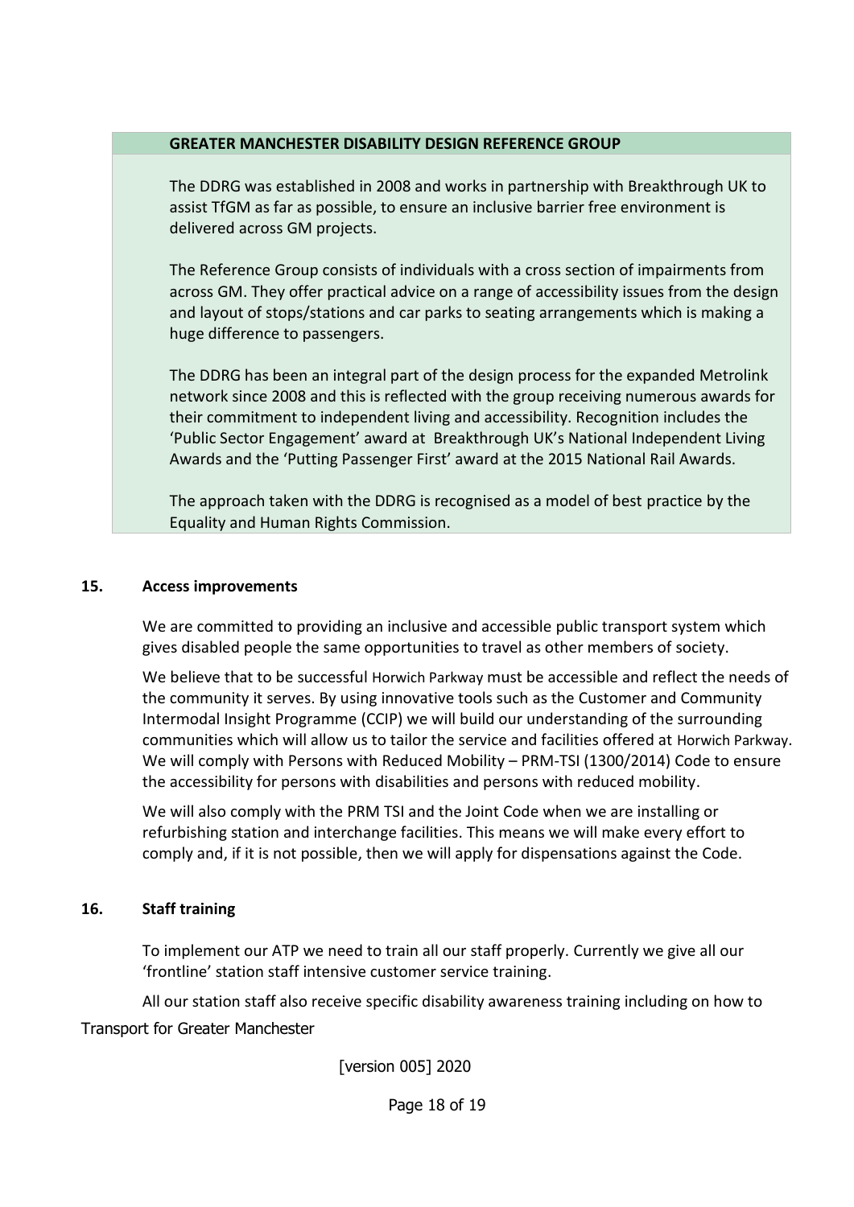### GREATER MANCHESTER DISABILITY DESIGN REFERENCE GROUP

The DDRG was established in 2008 and works in partnership with Breakthrough UK to assist TfGM as far as possible, to ensure an inclusive barrier free environment is delivered across GM projects.

The Reference Group consists of individuals with a cross section of impairments from across GM. They offer practical advice on a range of accessibility issues from the design and layout of stops/stations and car parks to seating arrangements which is making a huge difference to passengers.

The DDRG has been an integral part of the design process for the expanded Metrolink network since 2008 and this is reflected with the group receiving numerous awards for their commitment to independent living and accessibility. Recognition includes the 'Public Sector Engagement' award at Breakthrough UK's National Independent Living Awards and the 'Putting Passenger First' award at the 2015 National Rail Awards.

The approach taken with the DDRG is recognised as a model of best practice by the Equality and Human Rights Commission.

## 15. Access improvements

We are committed to providing an inclusive and accessible public transport system which gives disabled people the same opportunities to travel as other members of society.

We believe that to be successful Horwich Parkway must be accessible and reflect the needs of the community it serves. By using innovative tools such as the Customer and Community Intermodal Insight Programme (CCIP) we will build our understanding of the surrounding communities which will allow us to tailor the service and facilities offered at Horwich Parkway. We will comply with Persons with Reduced Mobility – PRM-TSI (1300/2014) Code to ensure the accessibility for persons with disabilities and persons with reduced mobility.

We will also comply with the PRM TSI and the Joint Code when we are installing or refurbishing station and interchange facilities. This means we will make every effort to comply and, if it is not possible, then we will apply for dispensations against the Code.

## 16. Staff training

To implement our ATP we need to train all our staff properly. Currently we give all our 'frontline' station staff intensive customer service training.

All our station staff also receive specific disability awareness training including on how to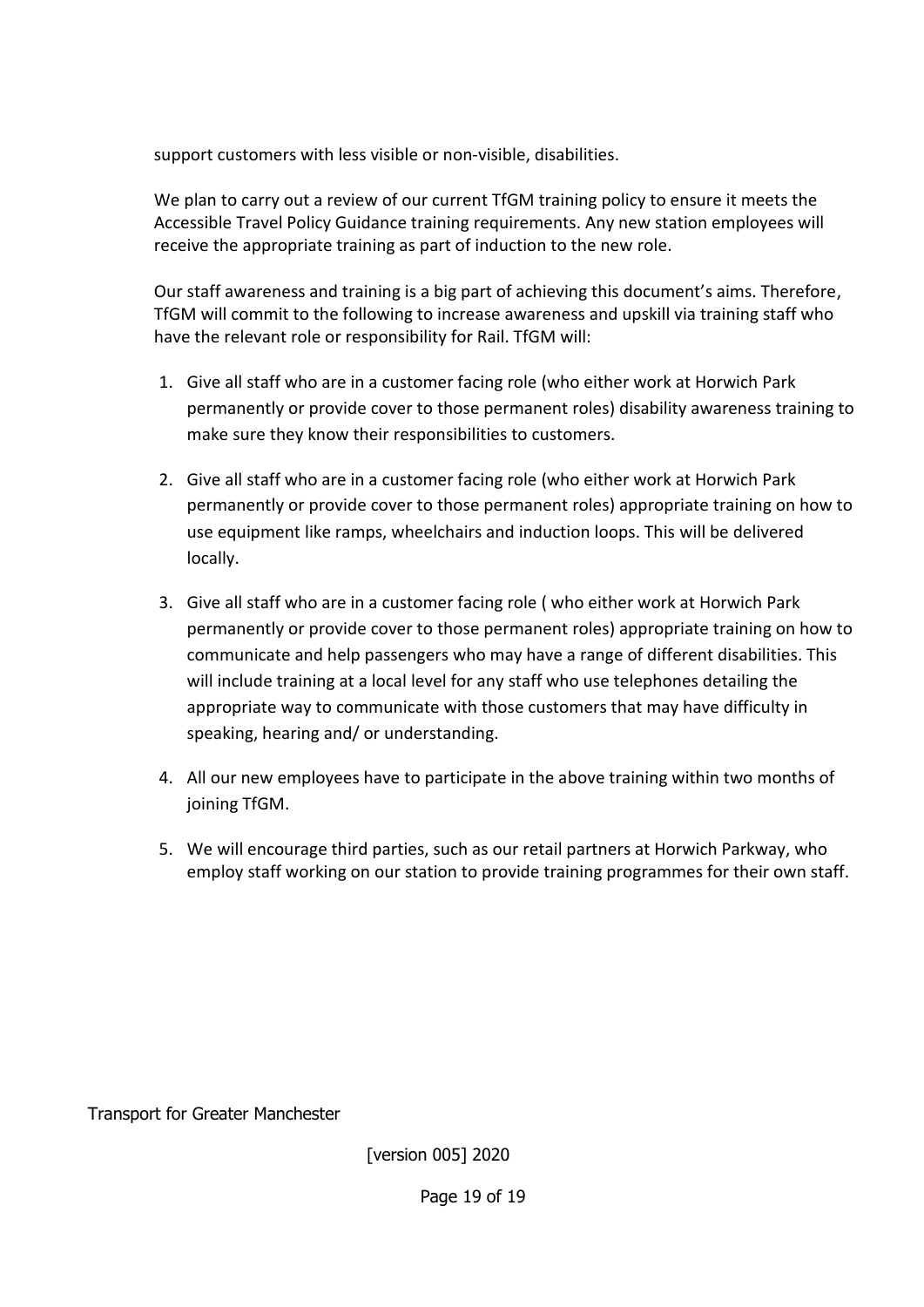support customers with less visible or non-visible, disabilities.

We plan to carry out a review of our current TfGM training policy to ensure it meets the Accessible Travel Policy Guidance training requirements. Any new station employees will receive the appropriate training as part of induction to the new role.

Our staff awareness and training is a big part of achieving this document's aims. Therefore, TfGM will commit to the following to increase awareness and upskill via training staff who have the relevant role or responsibility for Rail. TfGM will:

1. Give all staff who are in a customer facing role (who either work at Horwich Park permanently or provide cover to those permanent roles) disability awareness training to make sure they know their responsibilities to customers.

2. Give all staff who are in a customer facing role (who either work at Horwich Park permanently or provide cover to those permanent roles) appropriate training on how to use equipment like ramps, wheelchairs and induction loops. This will be delivered locally.

3. Give all staff who are in a customer facing role ( who either work at Horwich Park permanently or provide cover to those permanent roles) appropriate training on how to communicate and help passengers who may have a range of different disabilities. This will include training at a local level for any staff who use telephones detailing the appropriate way to communicate with those customers that may have difficulty in speaking, hearing and/ or understanding.

4. All our new employees have to participate in the above training within two months of joining TfGM.

5. We will encourage third parties, such as our retail partners at Horwich Parkway, who employ staff working on our station to provide training programmes for their own staff.